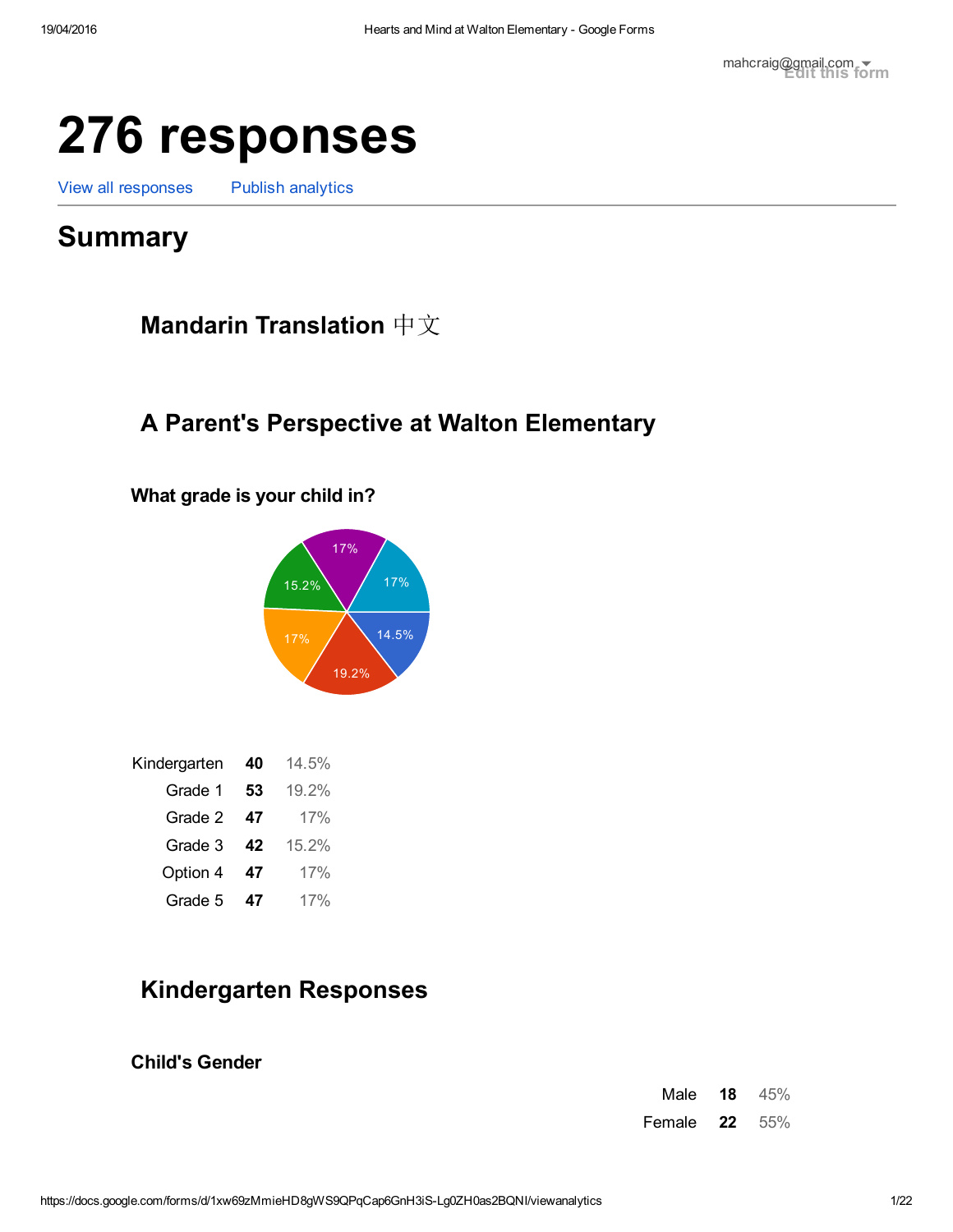# 276 responses

View all responses    Publish analytics

## Summary

### Mandarin Translation 中文

### A Parent's Perspective at Walton Elementary

**What grade is your child in?**

| | | |
|---|---|---|
| Kindergarten | **40** | 14.5% |
| Grade 1 | **53** | 19.2% |
| Grade 2 | **47** | 17% |
| Grade 3 | **42** | 15.2% |
| Option 4 | **47** | 17% |
| Grade 5 | **47** | 17% |

### Kindergarten Responses

**Child's Gender**

| | | |
|---|---|---|
| Male | **18** | 45% |
| Female | **22** | 55% |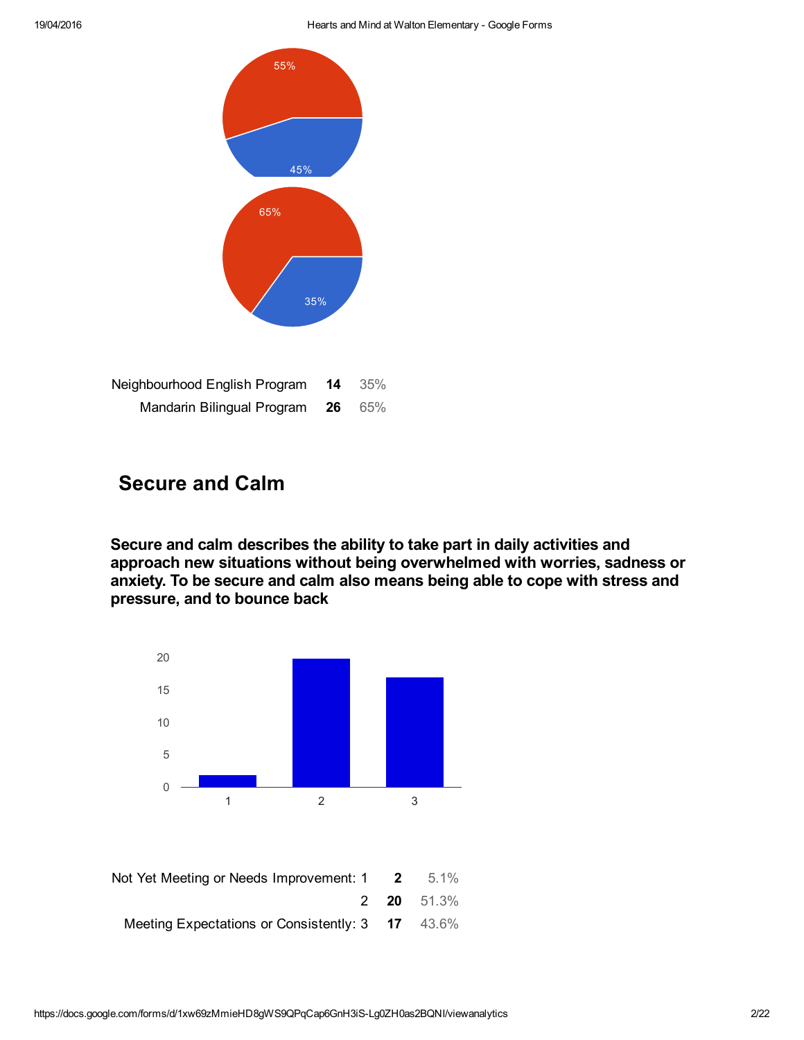| | | |
|---|---|---|
| Neighbourhood English Program | **14** | 35% |
| Mandarin Bilingual Program | **26** | 65% |

## Secure and Calm

**Secure and calm describes the ability to take part in daily activities and approach new situations without being overwhelmed with worries, sadness or anxiety. To be secure and calm also means being able to cope with stress and pressure, and to bounce back**

| | | |
|---|---|---|
| Not Yet Meeting or Needs Improvement: 1 | **2** | 5.1% |
| 2 | **20** | 51.3% |
| Meeting Expectations or Consistently: 3 | **17** | 43.6% |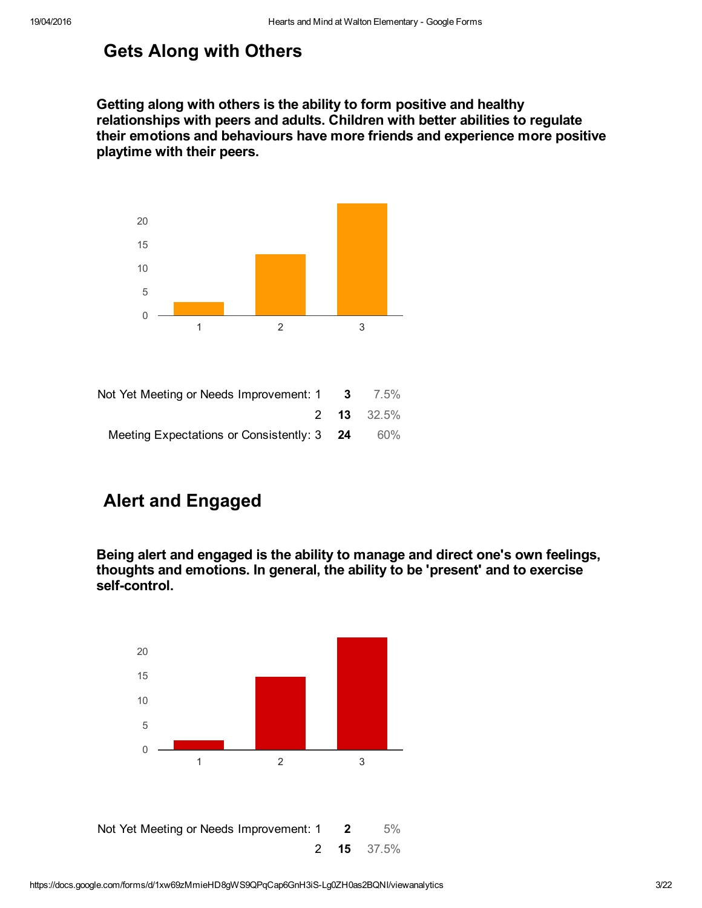## Gets Along with Others

**Getting along with others is the ability to form positive and healthy relationships with peers and adults. Children with better abilities to regulate their emotions and behaviours have more friends and experience more positive playtime with their peers.**

| | | |
|---|---|---|
| Not Yet Meeting or Needs Improvement: 1 | **3** | 7.5% |
| 2 | **13** | 32.5% |
| Meeting Expectations or Consistently: 3 | **24** | 60% |

## Alert and Engaged

**Being alert and engaged is the ability to manage and direct one's own feelings, thoughts and emotions. In general, the ability to be 'present' and to exercise self-control.**

| | | |
|---|---|---|
| Not Yet Meeting or Needs Improvement: 1 | **2** | 5% |
| 2 | **15** | 37.5% |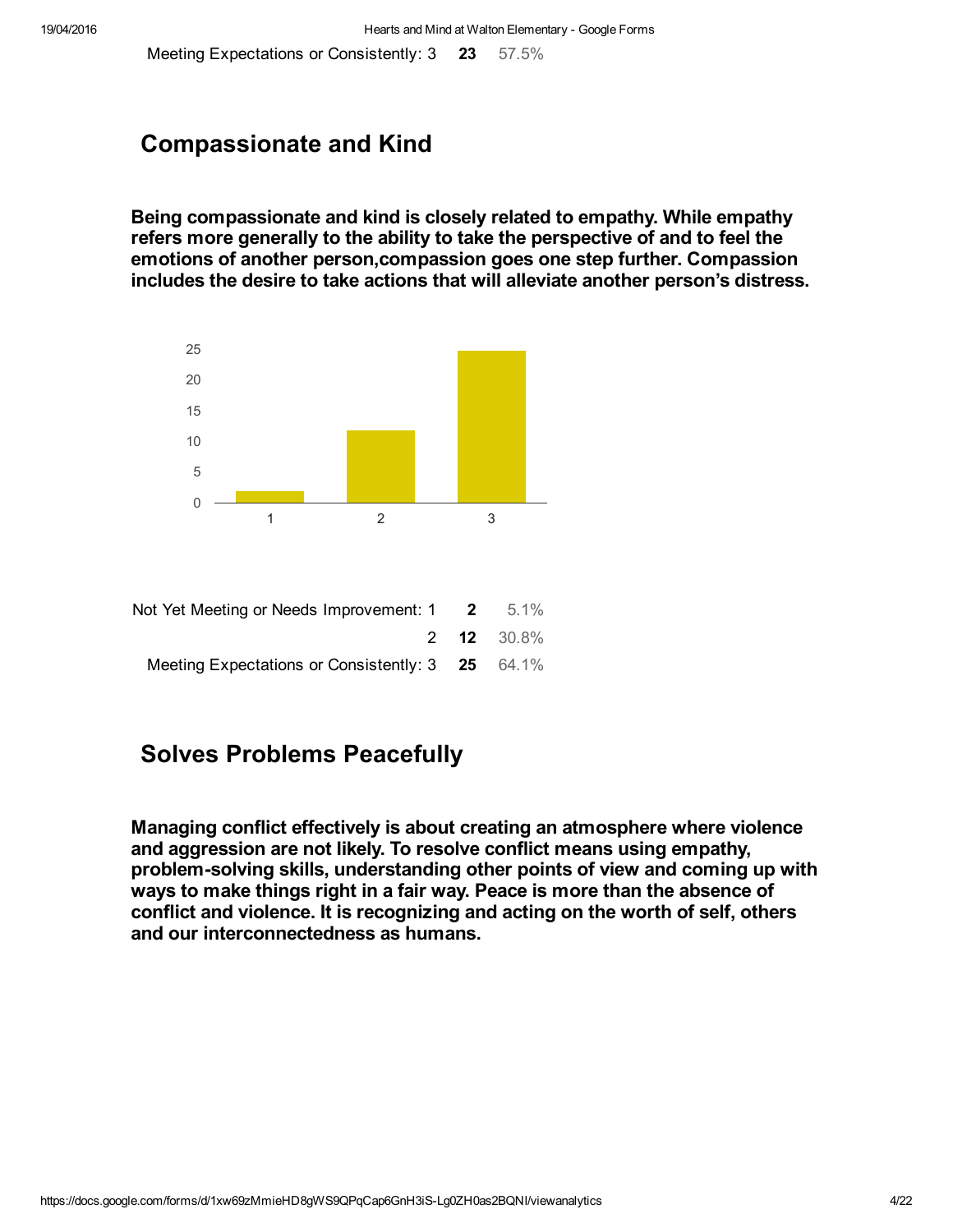| | | |
|---|---|---|
| Meeting Expectations or Consistently: 3 | **23** | 57.5% |

## Compassionate and Kind

**Being compassionate and kind is closely related to empathy. While empathy refers more generally to the ability to take the perspective of and to feel the emotions of another person,compassion goes one step further. Compassion includes the desire to take actions that will alleviate another person's distress.**

| | | |
|---|---|---|
| Not Yet Meeting or Needs Improvement: 1 | **2** | 5.1% |
| 2 | **12** | 30.8% |
| Meeting Expectations or Consistently: 3 | **25** | 64.1% |

## Solves Problems Peacefully

**Managing conflict effectively is about creating an atmosphere where violence and aggression are not likely. To resolve conflict means using empathy, problem-solving skills, understanding other points of view and coming up with ways to make things right in a fair way. Peace is more than the absence of conflict and violence. It is recognizing and acting on the worth of self, others and our interconnectedness as humans.**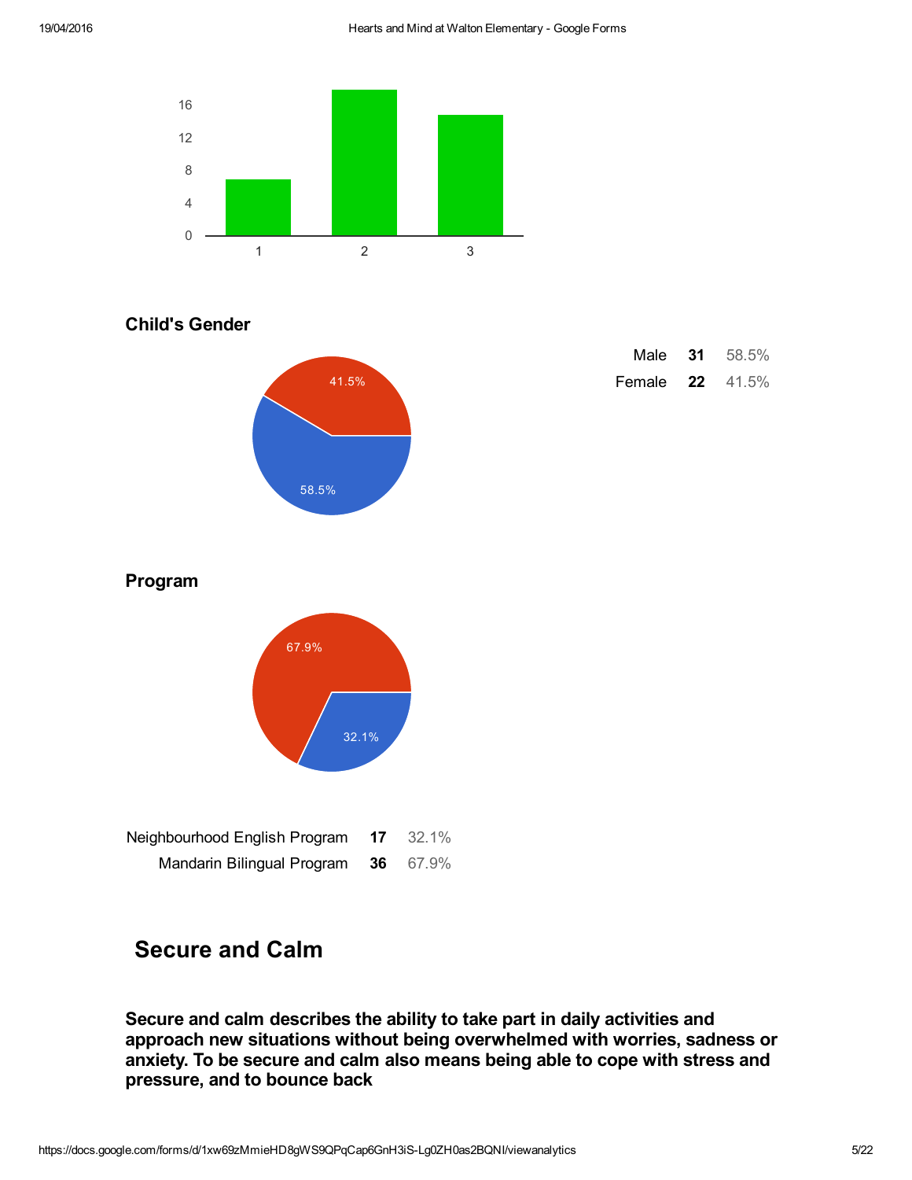## Child's Gender

| | | |
|---|---|---|
| Male | **31** | 58.5% |
| Female | **22** | 41.5% |

## Program

| | | |
|---|---|---|
| Neighbourhood English Program | **17** | 32.1% |
| Mandarin Bilingual Program | **36** | 67.9% |

# Secure and Calm

**Secure and calm describes the ability to take part in daily activities and approach new situations without being overwhelmed with worries, sadness or anxiety. To be secure and calm also means being able to cope with stress and pressure, and to bounce back**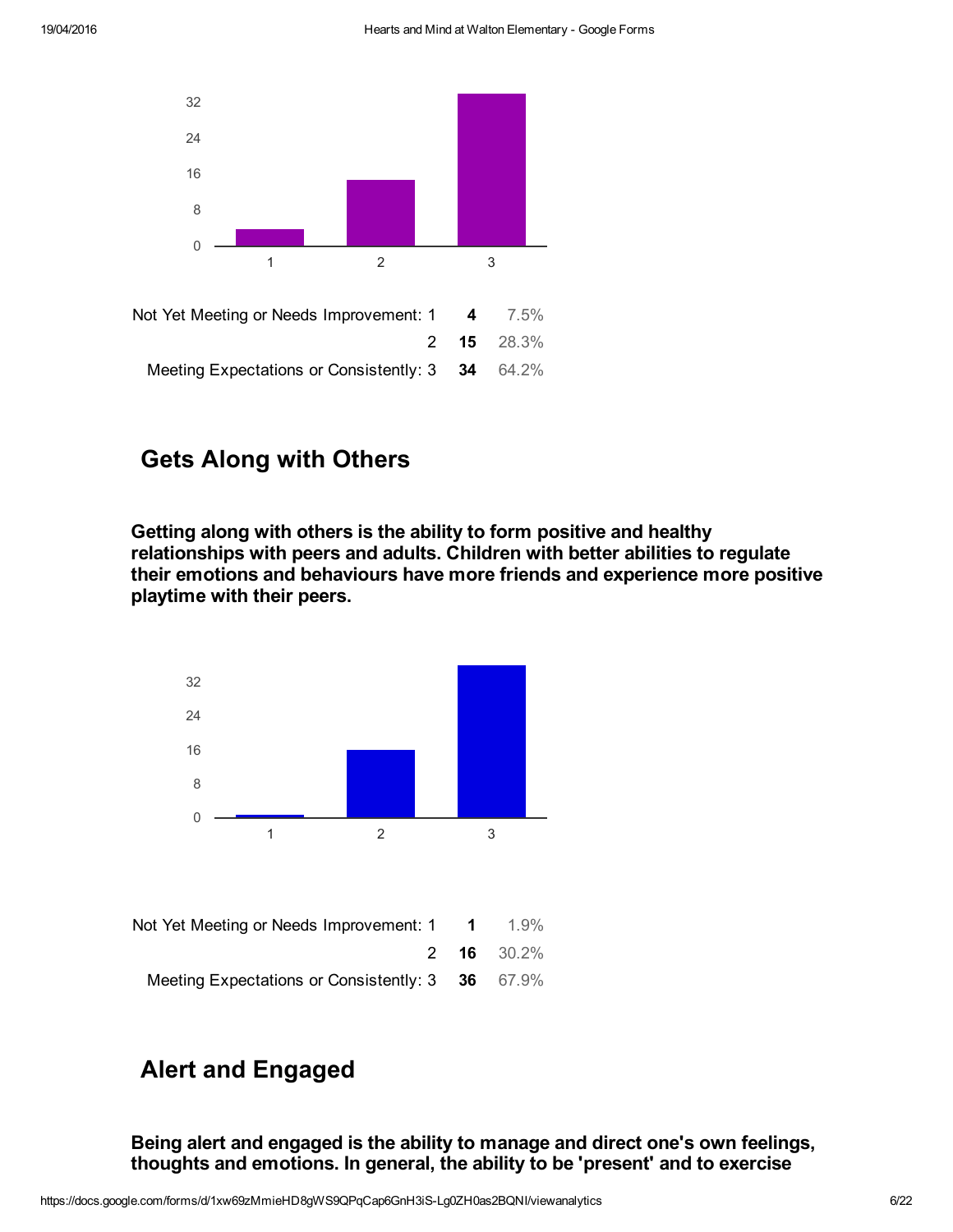| | | |
|---|---|---|
| Not Yet Meeting or Needs Improvement: 1 | **4** | 7.5% |
| 2 | **15** | 28.3% |
| Meeting Expectations or Consistently: 3 | **34** | 64.2% |

## Gets Along with Others

**Getting along with others is the ability to form positive and healthy relationships with peers and adults. Children with better abilities to regulate their emotions and behaviours have more friends and experience more positive playtime with their peers.**

| | | |
|---|---|---|
| Not Yet Meeting or Needs Improvement: 1 | **1** | 1.9% |
| 2 | **16** | 30.2% |
| Meeting Expectations or Consistently: 3 | **36** | 67.9% |

## Alert and Engaged

**Being alert and engaged is the ability to manage and direct one's own feelings, thoughts and emotions. In general, the ability to be 'present' and to exercise**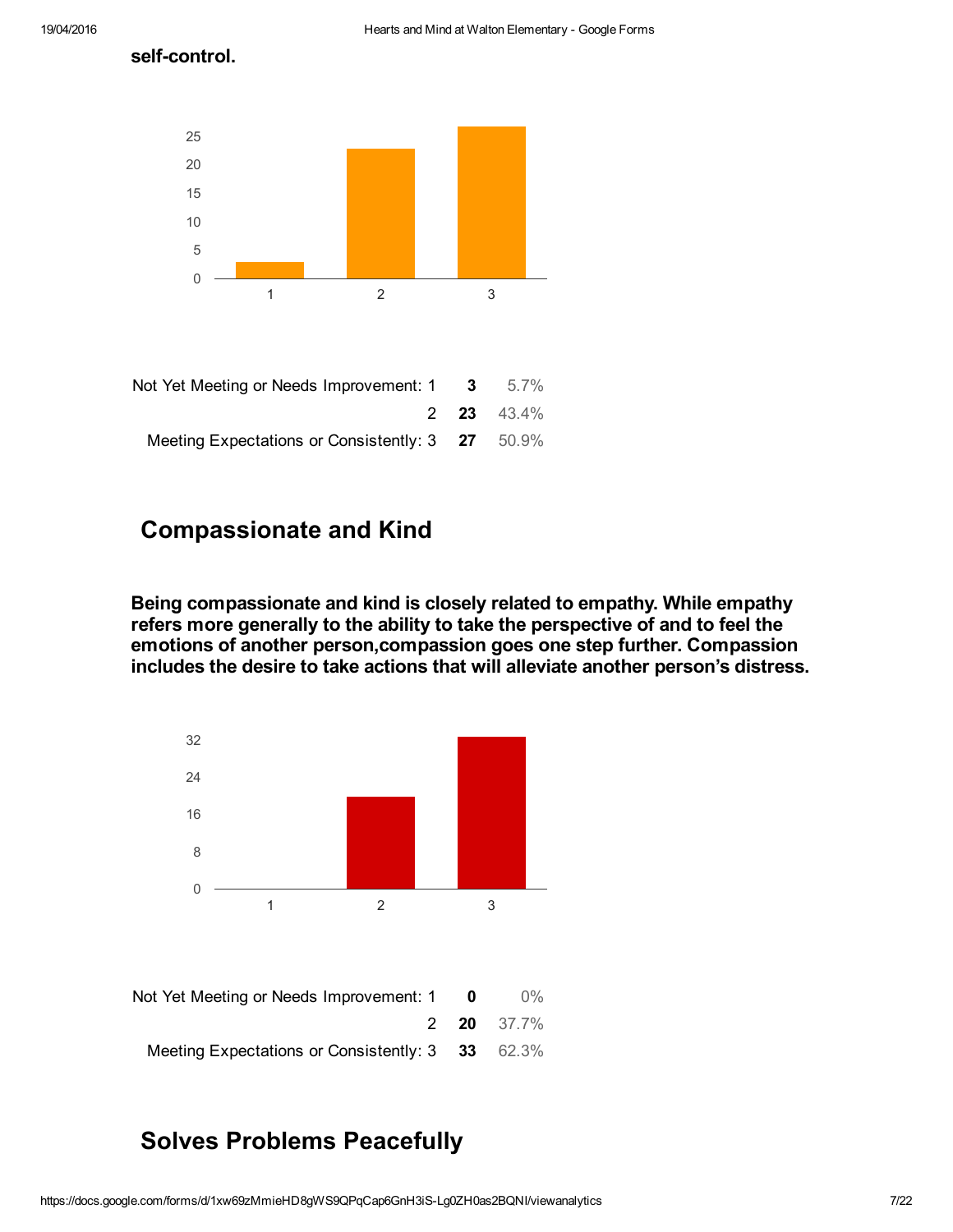**self-control.**

| | | |
|---|---|---|
| Not Yet Meeting or Needs Improvement: 1 | **3** | 5.7% |
| 2 | **23** | 43.4% |
| Meeting Expectations or Consistently: 3 | **27** | 50.9% |

## Compassionate and Kind

**Being compassionate and kind is closely related to empathy. While empathy refers more generally to the ability to take the perspective of and to feel the emotions of another person,compassion goes one step further. Compassion includes the desire to take actions that will alleviate another person's distress.**

| | | |
|---|---|---|
| Not Yet Meeting or Needs Improvement: 1 | **0** | 0% |
| 2 | **20** | 37.7% |
| Meeting Expectations or Consistently: 3 | **33** | 62.3% |

## Solves Problems Peacefully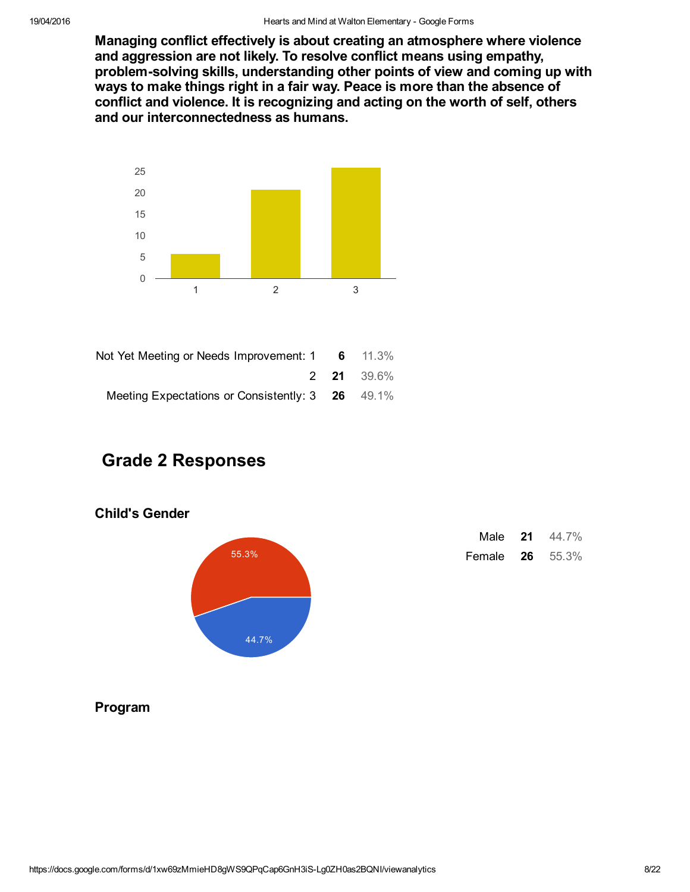**Managing conflict effectively is about creating an atmosphere where violence and aggression are not likely. To resolve conflict means using empathy, problem-solving skills, understanding other points of view and coming up with ways to make things right in a fair way. Peace is more than the absence of conflict and violence. It is recognizing and acting on the worth of self, others and our interconnectedness as humans.**

| | | |
|---|---|---|
| Not Yet Meeting or Needs Improvement: 1 | **6** | 11.3% |
| 2 | **21** | 39.6% |
| Meeting Expectations or Consistently: 3 | **26** | 49.1% |

## Grade 2 Responses

### Child's Gender

| | | |
|---|---|---|
| Male | **21** | 44.7% |
| Female | **26** | 55.3% |

### Program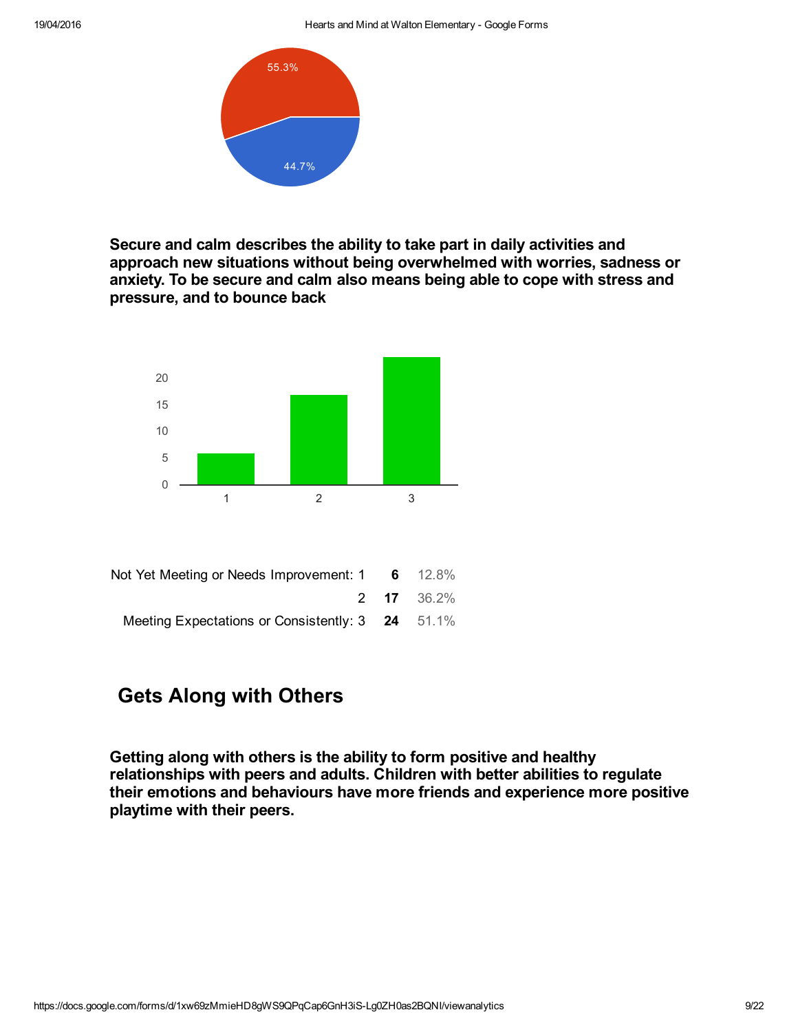55.3%

44.7%

**Secure and calm describes the ability to take part in daily activities and approach new situations without being overwhelmed with worries, sadness or anxiety. To be secure and calm also means being able to cope with stress and pressure, and to bounce back**

| | | |
|---|---|---|
| Not Yet Meeting or Needs Improvement: 1 | **6** | 12.8% |
| 2 | **17** | 36.2% |
| Meeting Expectations or Consistently: 3 | **24** | 51.1% |

## Gets Along with Others

**Getting along with others is the ability to form positive and healthy relationships with peers and adults. Children with better abilities to regulate their emotions and behaviours have more friends and experience more positive playtime with their peers.**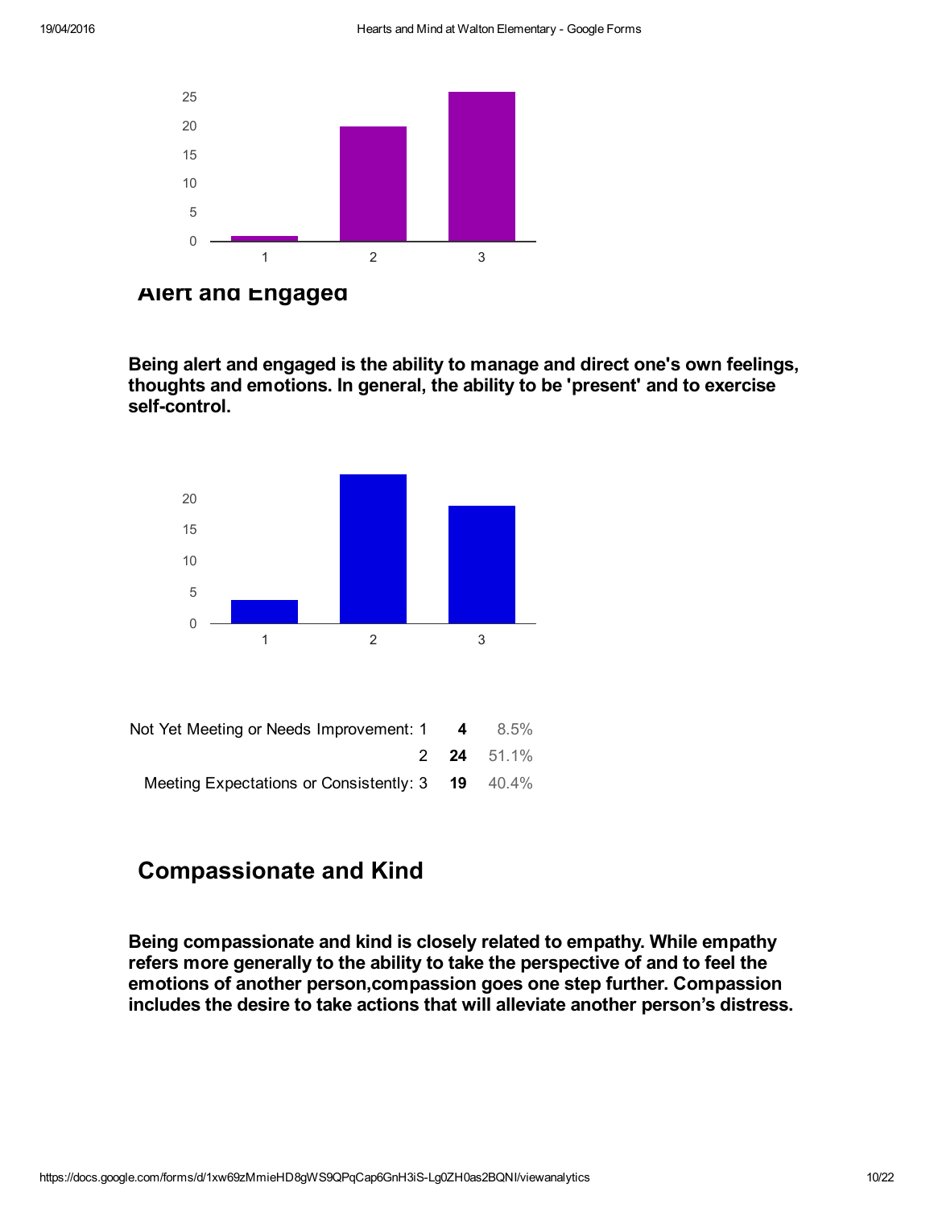## Alert and Engaged

**Being alert and engaged is the ability to manage and direct one's own feelings, thoughts and emotions. In general, the ability to be 'present' and to exercise self-control.**

| | | |
|---|---|---|
| Not Yet Meeting or Needs Improvement: 1 | **4** | 8.5% |
| 2 | **24** | 51.1% |
| Meeting Expectations or Consistently: 3 | **19** | 40.4% |

## Compassionate and Kind

**Being compassionate and kind is closely related to empathy. While empathy refers more generally to the ability to take the perspective of and to feel the emotions of another person,compassion goes one step further. Compassion includes the desire to take actions that will alleviate another person's distress.**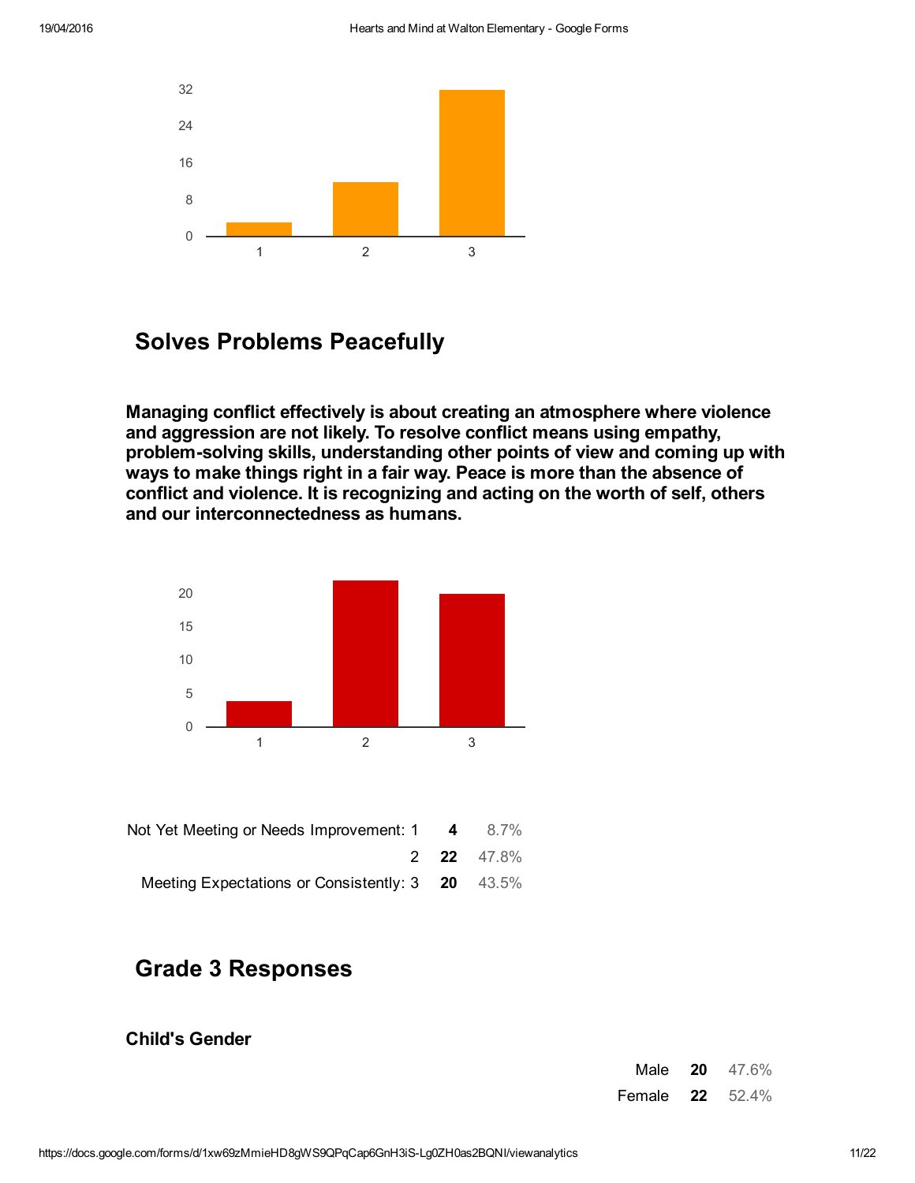## Solves Problems Peacefully

**Managing conflict effectively is about creating an atmosphere where violence and aggression are not likely. To resolve conflict means using empathy, problem-solving skills, understanding other points of view and coming up with ways to make things right in a fair way. Peace is more than the absence of conflict and violence. It is recognizing and acting on the worth of self, others and our interconnectedness as humans.**

| | | |
|---|---|---|
| Not Yet Meeting or Needs Improvement: 1 | **4** | 8.7% |
| 2 | **22** | 47.8% |
| Meeting Expectations or Consistently: 3 | **20** | 43.5% |

## Grade 3 Responses

### Child's Gender

| | | |
|---|---|---|
| Male | **20** | 47.6% |
| Female | **22** | 52.4% |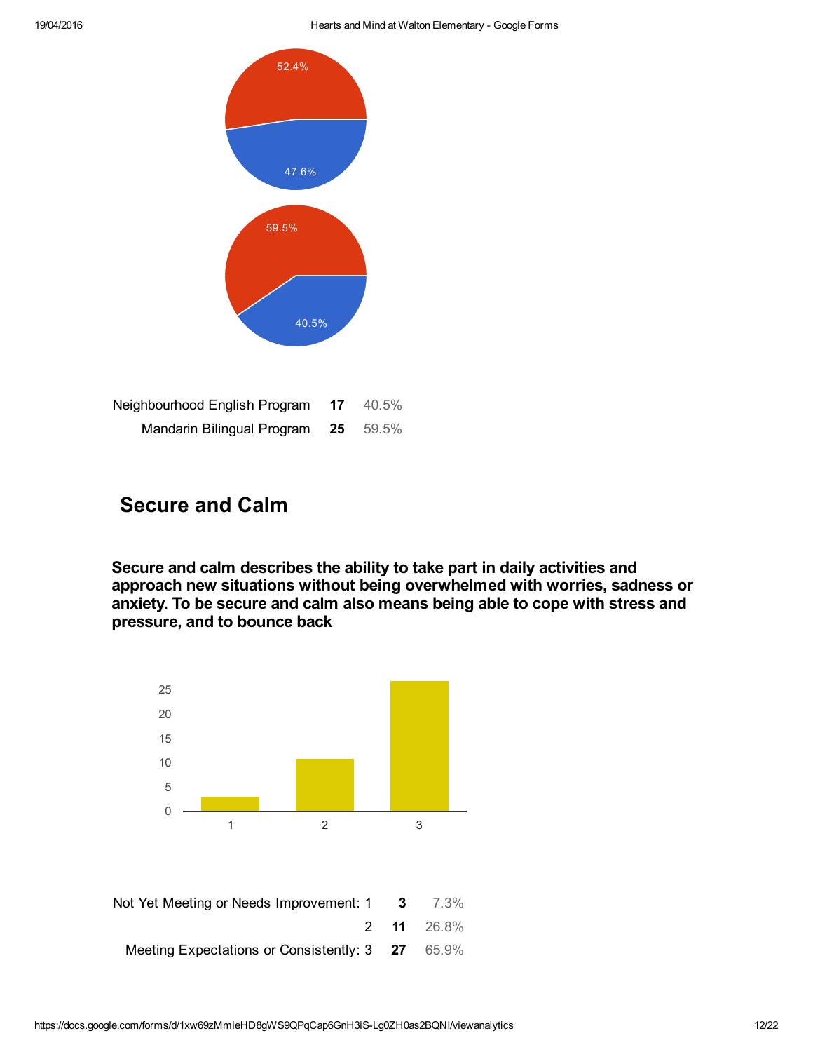52.4%

47.6%

59.5%

40.5%

| | | |
|---|---|---|
| Neighbourhood English Program | **17** | 40.5% |
| Mandarin Bilingual Program | **25** | 59.5% |

## Secure and Calm

**Secure and calm describes the ability to take part in daily activities and approach new situations without being overwhelmed with worries, sadness or anxiety. To be secure and calm also means being able to cope with stress and pressure, and to bounce back**

| | | |
|---|---|---|
| Not Yet Meeting or Needs Improvement: 1 | **3** | 7.3% |
| 2 | **11** | 26.8% |
| Meeting Expectations or Consistently: 3 | **27** | 65.9% |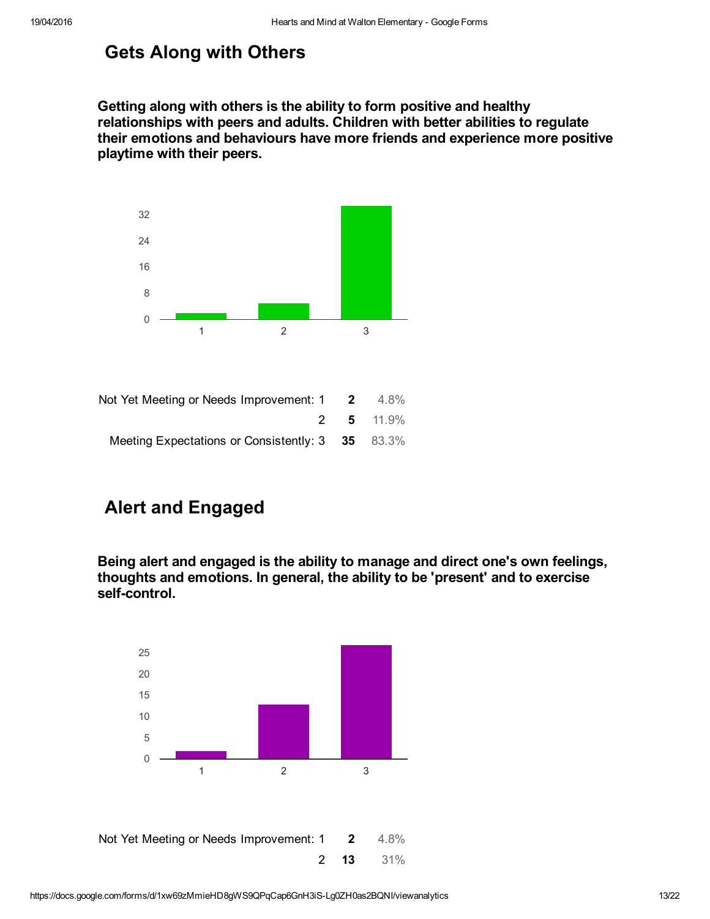## Gets Along with Others

**Getting along with others is the ability to form positive and healthy relationships with peers and adults. Children with better abilities to regulate their emotions and behaviours have more friends and experience more positive playtime with their peers.**

| | | |
|---|---|---|
| Not Yet Meeting or Needs Improvement: 1 | **2** | 4.8% |
| 2 | **5** | 11.9% |
| Meeting Expectations or Consistently: 3 | **35** | 83.3% |

## Alert and Engaged

**Being alert and engaged is the ability to manage and direct one's own feelings, thoughts and emotions. In general, the ability to be 'present' and to exercise self-control.**

| | | |
|---|---|---|
| Not Yet Meeting or Needs Improvement: 1 | **2** | 4.8% |
| 2 | **13** | 31% |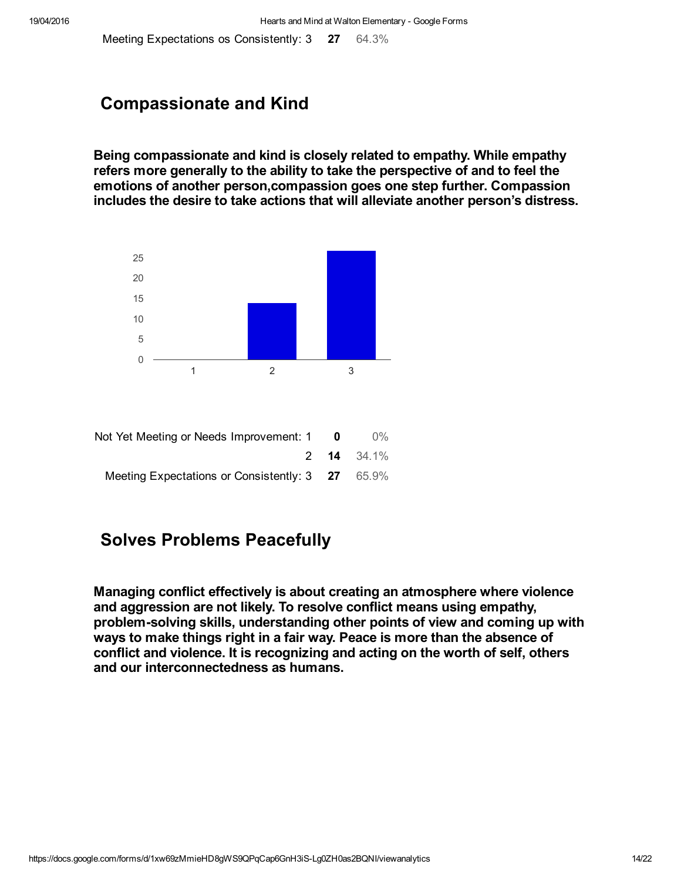| | | |
|---|---|---|
| Meeting Expectations os Consistently: 3 | **27** | 64.3% |

## Compassionate and Kind

**Being compassionate and kind is closely related to empathy. While empathy refers more generally to the ability to take the perspective of and to feel the emotions of another person,compassion goes one step further. Compassion includes the desire to take actions that will alleviate another person's distress.**

| | | |
|---|---|---|
| Not Yet Meeting or Needs Improvement: 1 | **0** | 0% |
| 2 | **14** | 34.1% |
| Meeting Expectations or Consistently: 3 | **27** | 65.9% |

## Solves Problems Peacefully

**Managing conflict effectively is about creating an atmosphere where violence and aggression are not likely. To resolve conflict means using empathy, problem-solving skills, understanding other points of view and coming up with ways to make things right in a fair way. Peace is more than the absence of conflict and violence. It is recognizing and acting on the worth of self, others and our interconnectedness as humans.**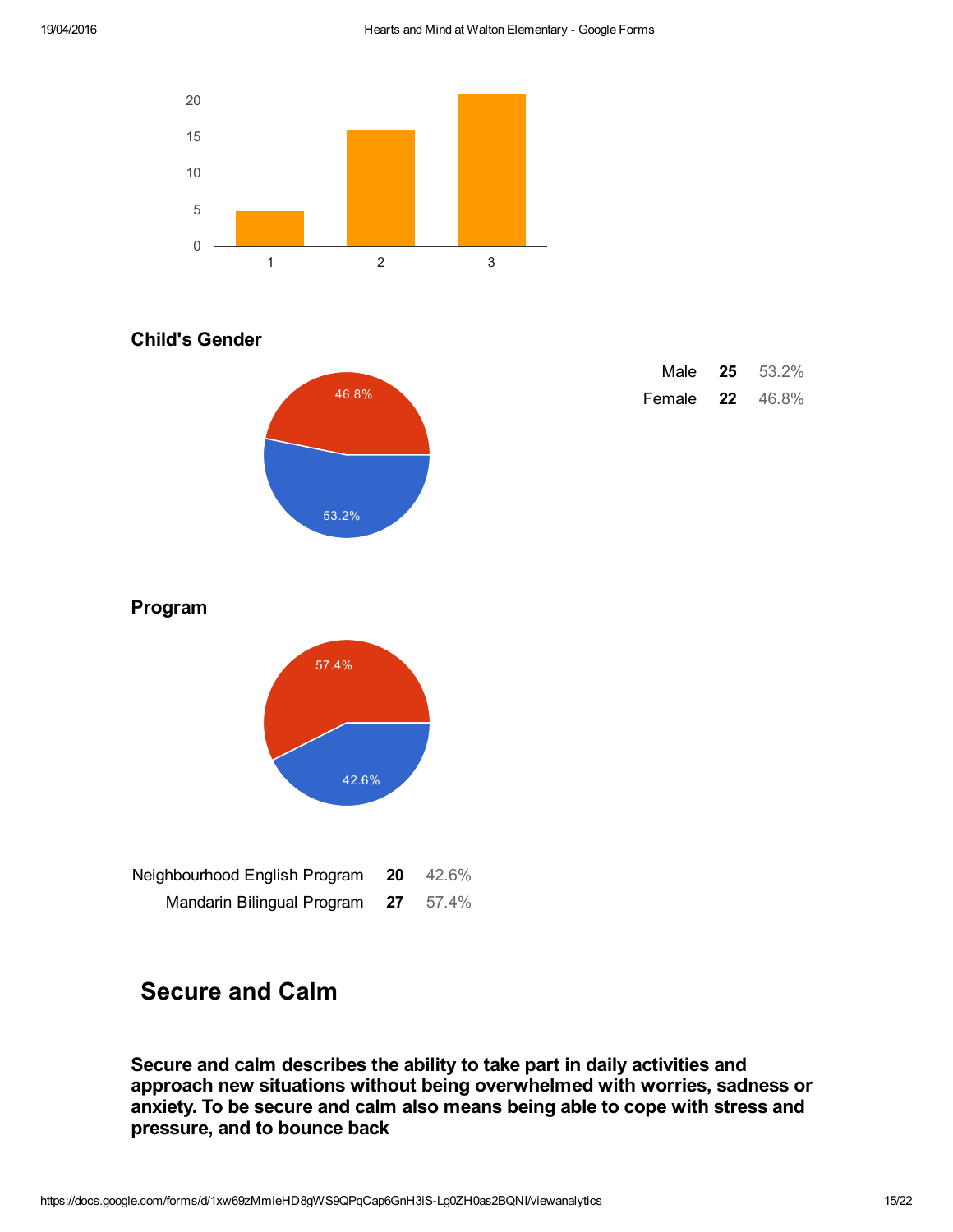## Child's Gender

| | | |
|---|---|---|
| Male | **25** | 53.2% |
| Female | **22** | 46.8% |

## Program

| | | |
|---|---|---|
| Neighbourhood English Program | **20** | 42.6% |
| Mandarin Bilingual Program | **27** | 57.4% |

# Secure and Calm

**Secure and calm describes the ability to take part in daily activities and approach new situations without being overwhelmed with worries, sadness or anxiety. To be secure and calm also means being able to cope with stress and pressure, and to bounce back**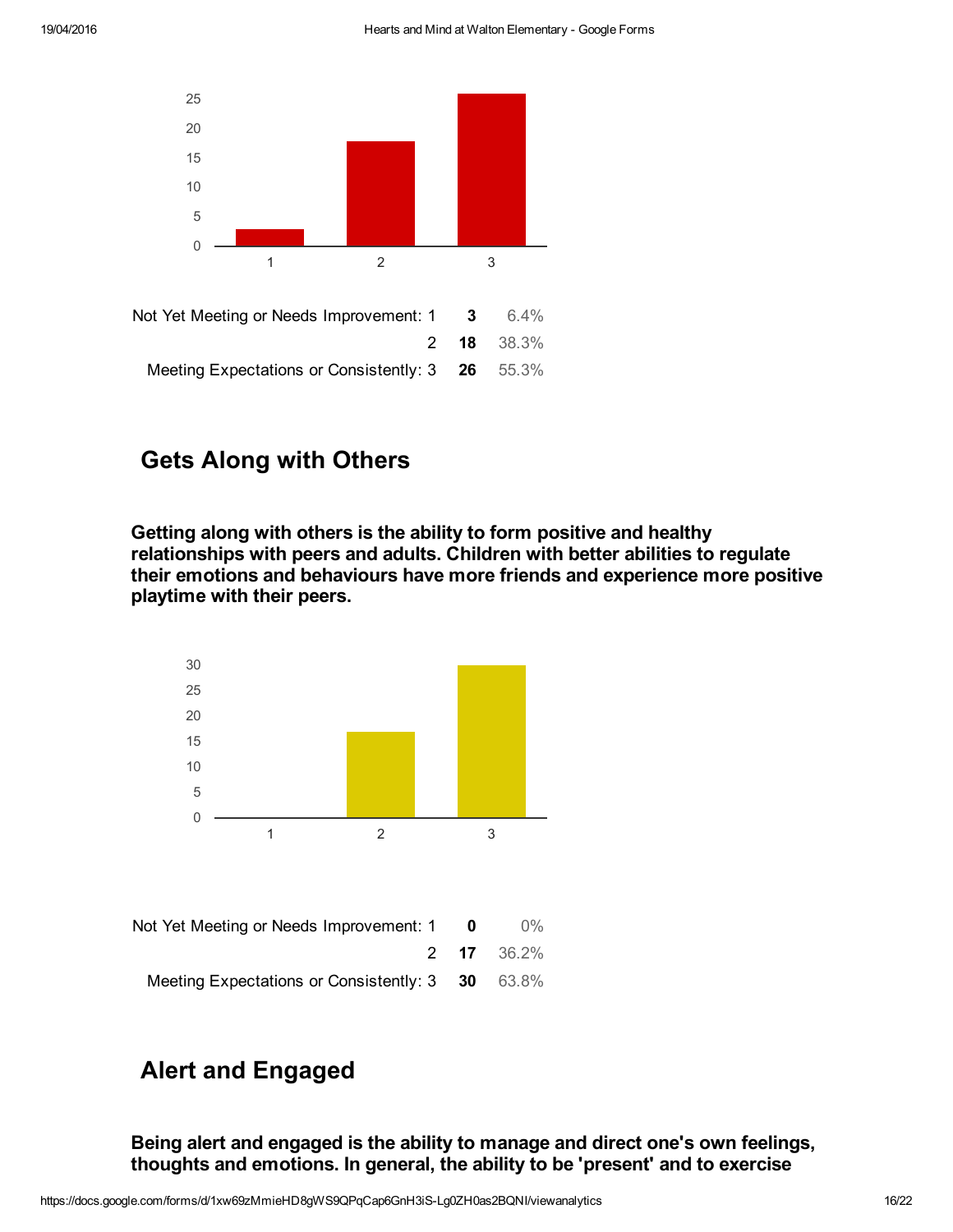| | | | |
|---|---|---|---|
| Not Yet Meeting or Needs Improvement: | 1 | **3** | 6.4% |
| | 2 | **18** | 38.3% |
| Meeting Expectations or Consistently: | 3 | **26** | 55.3% |

## Gets Along with Others

**Getting along with others is the ability to form positive and healthy relationships with peers and adults. Children with better abilities to regulate their emotions and behaviours have more friends and experience more positive playtime with their peers.**

| | | | |
|---|---|---|---|
| Not Yet Meeting or Needs Improvement: | 1 | **0** | 0% |
| | 2 | **17** | 36.2% |
| Meeting Expectations or Consistently: | 3 | **30** | 63.8% |

## Alert and Engaged

**Being alert and engaged is the ability to manage and direct one's own feelings, thoughts and emotions. In general, the ability to be 'present' and to exercise**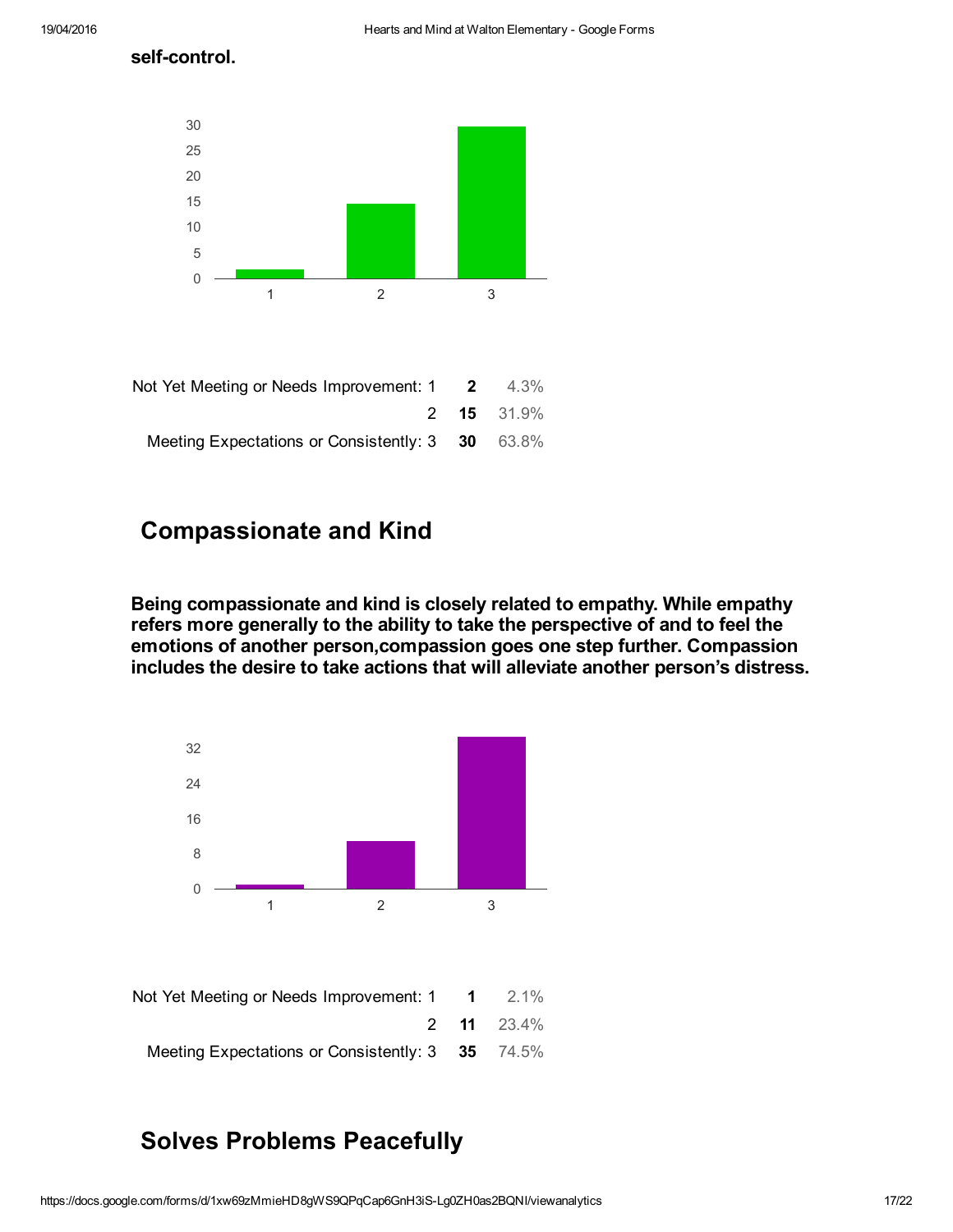**self-control.**

| | | | |
|---|---|---|---|
| Not Yet Meeting or Needs Improvement: | 1 | **2** | 4.3% |
| | 2 | **15** | 31.9% |
| Meeting Expectations or Consistently: | 3 | **30** | 63.8% |

## Compassionate and Kind

**Being compassionate and kind is closely related to empathy. While empathy refers more generally to the ability to take the perspective of and to feel the emotions of another person,compassion goes one step further. Compassion includes the desire to take actions that will alleviate another person's distress.**

| | | | |
|---|---|---|---|
| Not Yet Meeting or Needs Improvement: | 1 | **1** | 2.1% |
| | 2 | **11** | 23.4% |
| Meeting Expectations or Consistently: | 3 | **35** | 74.5% |

## Solves Problems Peacefully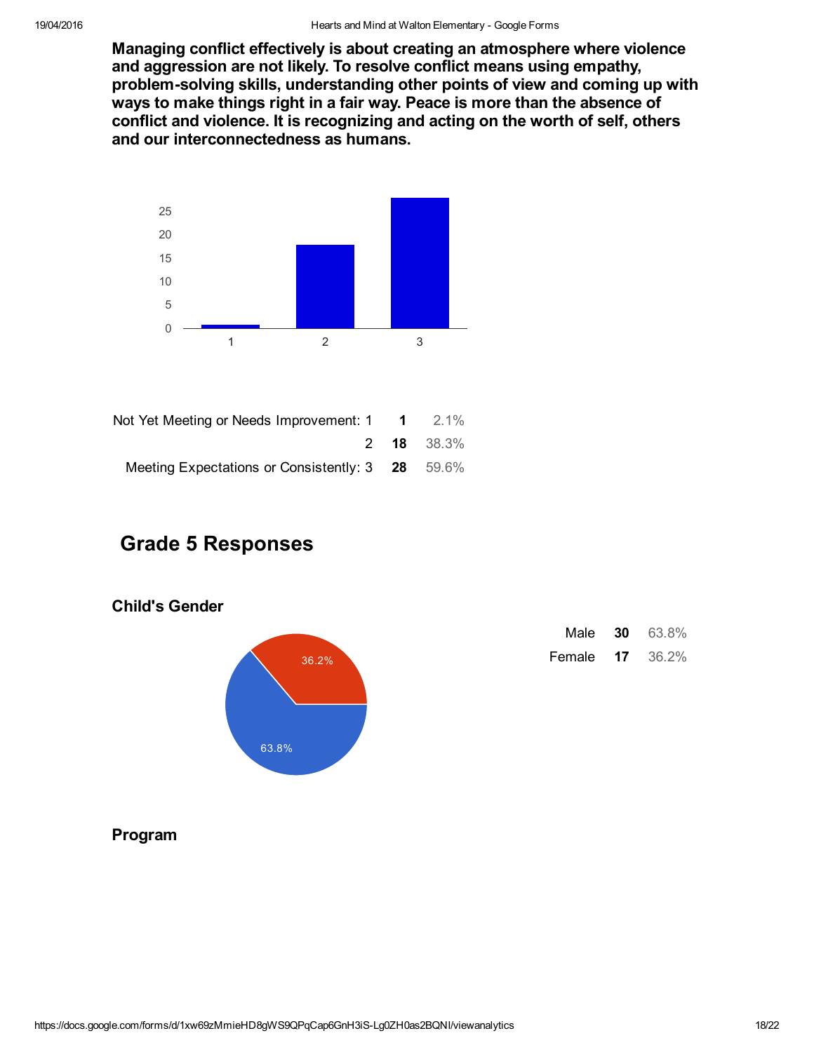**Managing conflict effectively is about creating an atmosphere where violence and aggression are not likely. To resolve conflict means using empathy, problem-solving skills, understanding other points of view and coming up with ways to make things right in a fair way. Peace is more than the absence of conflict and violence. It is recognizing and acting on the worth of self, others and our interconnectedness as humans.**

| | | |
|---|---|---|
| Not Yet Meeting or Needs Improvement: 1 | **1** | 2.1% |
| 2 | **18** | 38.3% |
| Meeting Expectations or Consistently: 3 | **28** | 59.6% |

## Grade 5 Responses

### Child's Gender

| | | |
|---|---|---|
| Male | **30** | 63.8% |
| Female | **17** | 36.2% |

### Program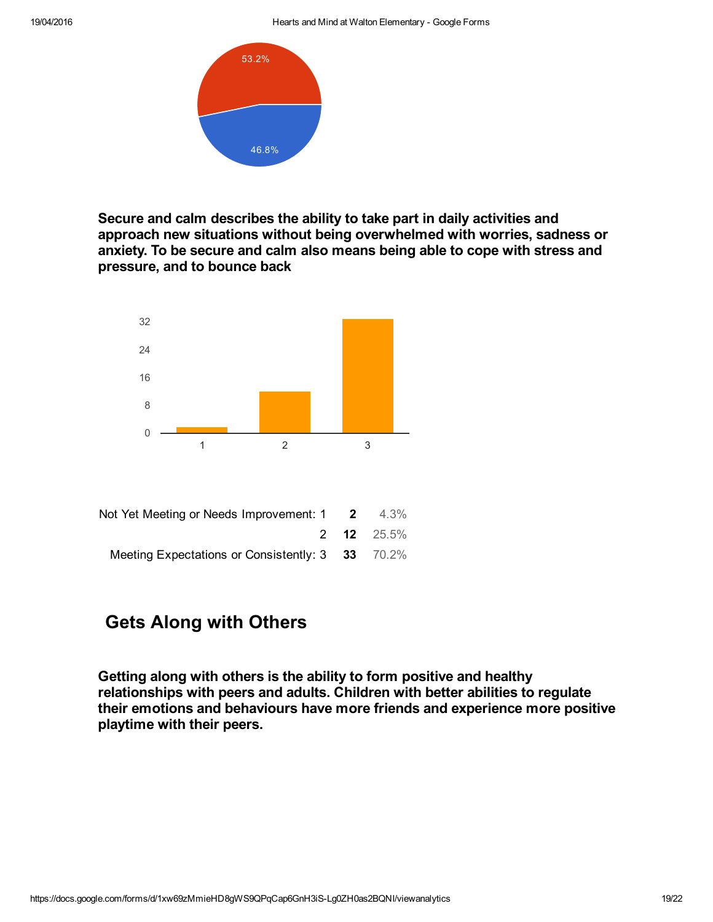53.2%

46.8%

**Secure and calm describes the ability to take part in daily activities and approach new situations without being overwhelmed with worries, sadness or anxiety. To be secure and calm also means being able to cope with stress and pressure, and to bounce back**

| | | |
|---|---|---|
| Not Yet Meeting or Needs Improvement: 1 | **2** | 4.3% |
| 2 | **12** | 25.5% |
| Meeting Expectations or Consistently: 3 | **33** | 70.2% |

## Gets Along with Others

**Getting along with others is the ability to form positive and healthy relationships with peers and adults. Children with better abilities to regulate their emotions and behaviours have more friends and experience more positive playtime with their peers.**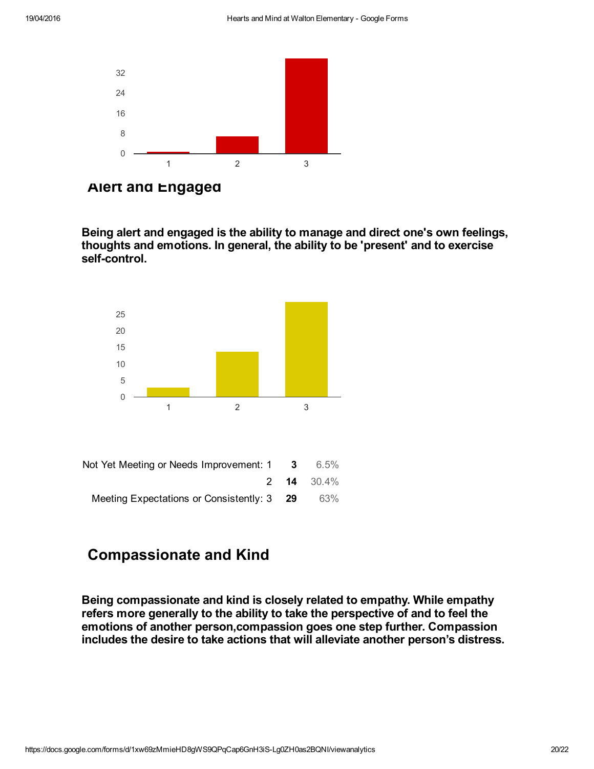## Alert and Engaged

**Being alert and engaged is the ability to manage and direct one's own feelings, thoughts and emotions. In general, the ability to be 'present' and to exercise self-control.**

| | | |
|---|---|---|
| Not Yet Meeting or Needs Improvement: 1 | **3** | 6.5% |
| 2 | **14** | 30.4% |
| Meeting Expectations or Consistently: 3 | **29** | 63% |

## Compassionate and Kind

**Being compassionate and kind is closely related to empathy. While empathy refers more generally to the ability to take the perspective of and to feel the emotions of another person,compassion goes one step further. Compassion includes the desire to take actions that will alleviate another person's distress.**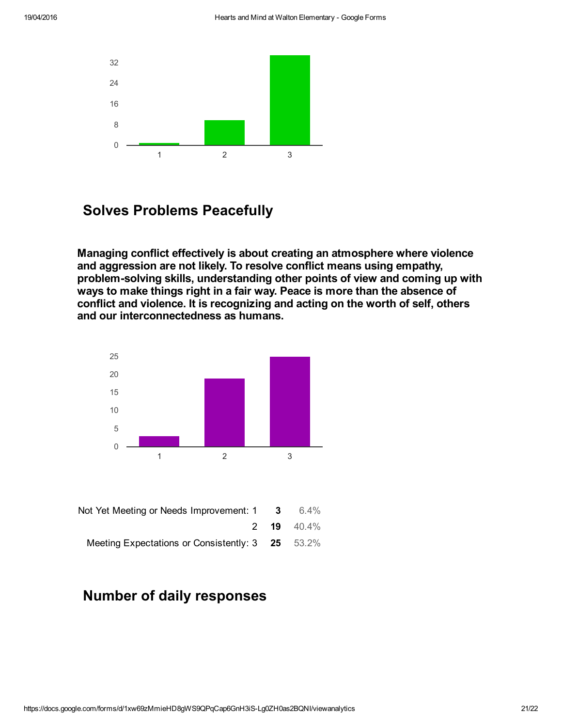## Solves Problems Peacefully

**Managing conflict effectively is about creating an atmosphere where violence and aggression are not likely. To resolve conflict means using empathy, problem-solving skills, understanding other points of view and coming up with ways to make things right in a fair way. Peace is more than the absence of conflict and violence. It is recognizing and acting on the worth of self, others and our interconnectedness as humans.**

| | | |
|---|---|---|
| Not Yet Meeting or Needs Improvement: 1 | **3** | 6.4% |
| 2 | **19** | 40.4% |
| Meeting Expectations or Consistently: 3 | **25** | 53.2% |

## Number of daily responses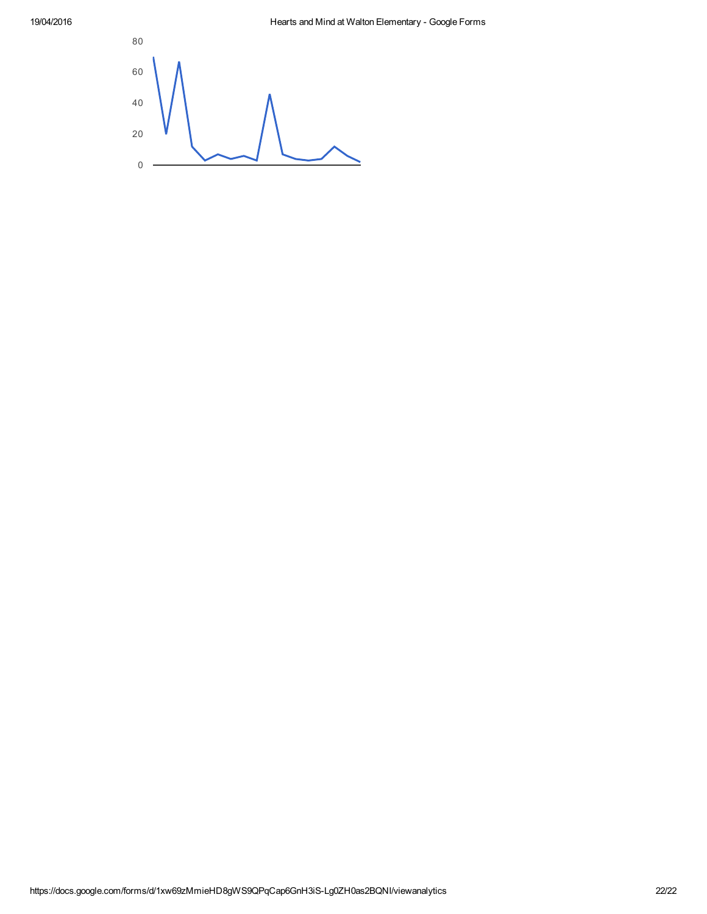80

60

40

20

0